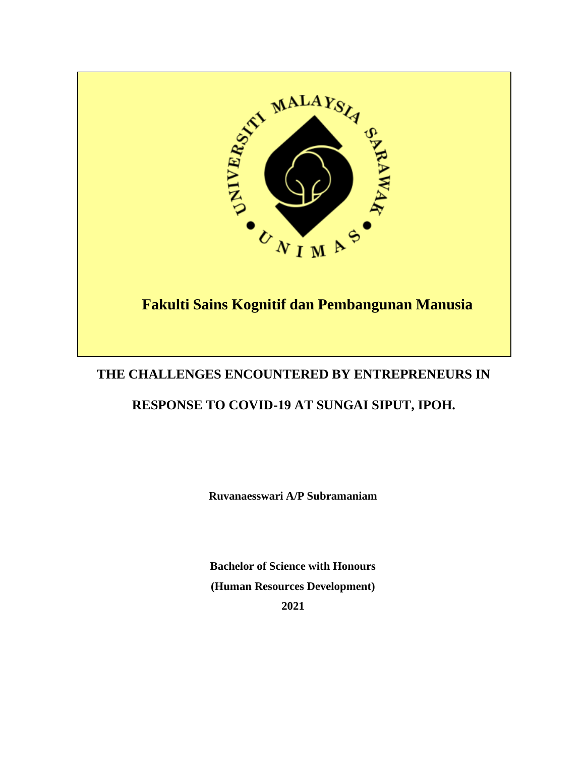**Fakulti Sains Kognitif dan Pembangunan Manusia**

# THE CHALLENGES ENCOUNTERED BY ENTREPRENEURS IN RESPONSE TO COVID-19 AT SUNGAI SIPUT, IPOH.

**Ruvanaesswari A/P Subramaniam**

**Bachelor of Science with Honours**

**(Human Resources Development)**

**2021**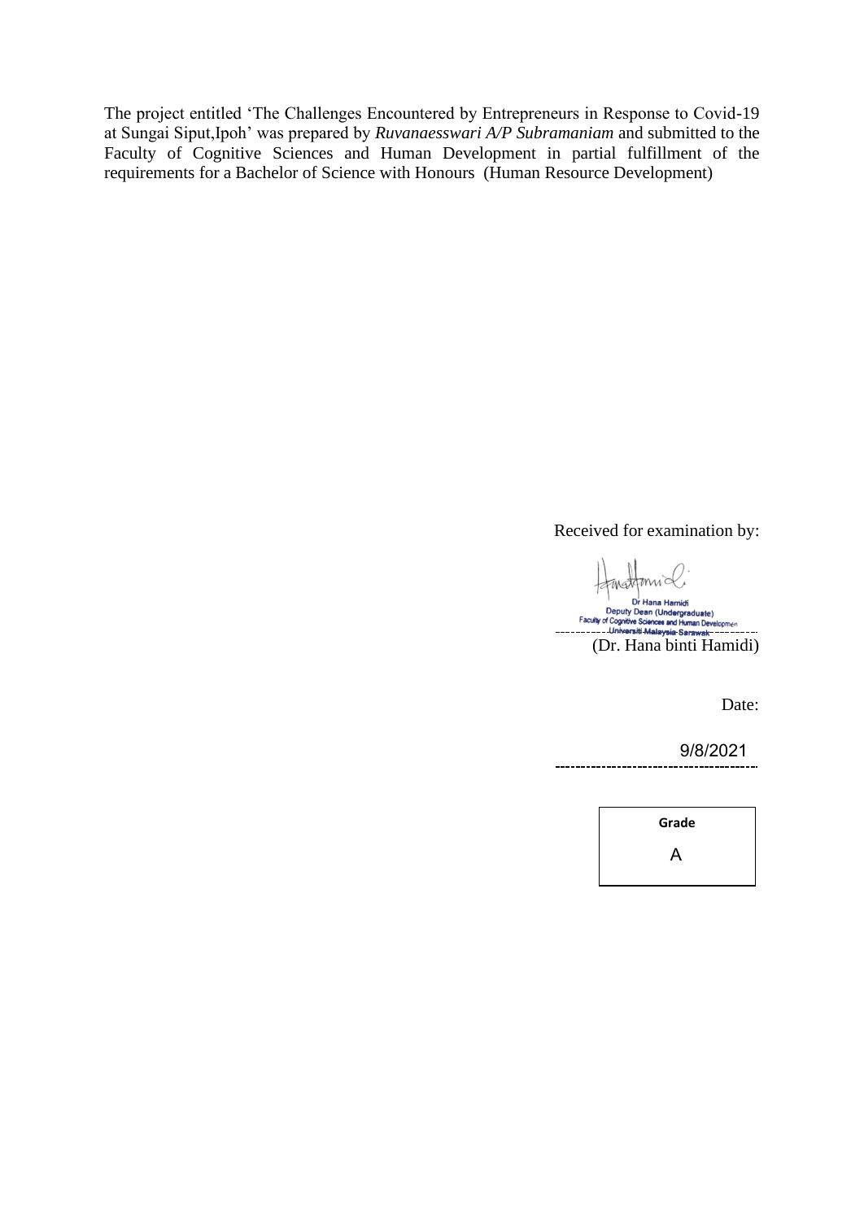The project entitled 'The Challenges Encountered by Entrepreneurs in Response to Covid-19 at Sungai Siput,Ipoh' was prepared by *Ruvanaesswari A/P Subramaniam* and submitted to the Faculty of Cognitive Sciences and Human Development in partial fulfillment of the requirements for a Bachelor of Science with Honours (Human Resource Development)

Received for examination by:

Dr Hana Hamidi
Deputy Dean (Undergraduate)
Faculty of Cognitive Sciences and Human Development
Universiti Malaysia Sarawak

(Dr. Hana binti Hamidi)

Date:

9/8/2021

| Grade |
| --- |
| A |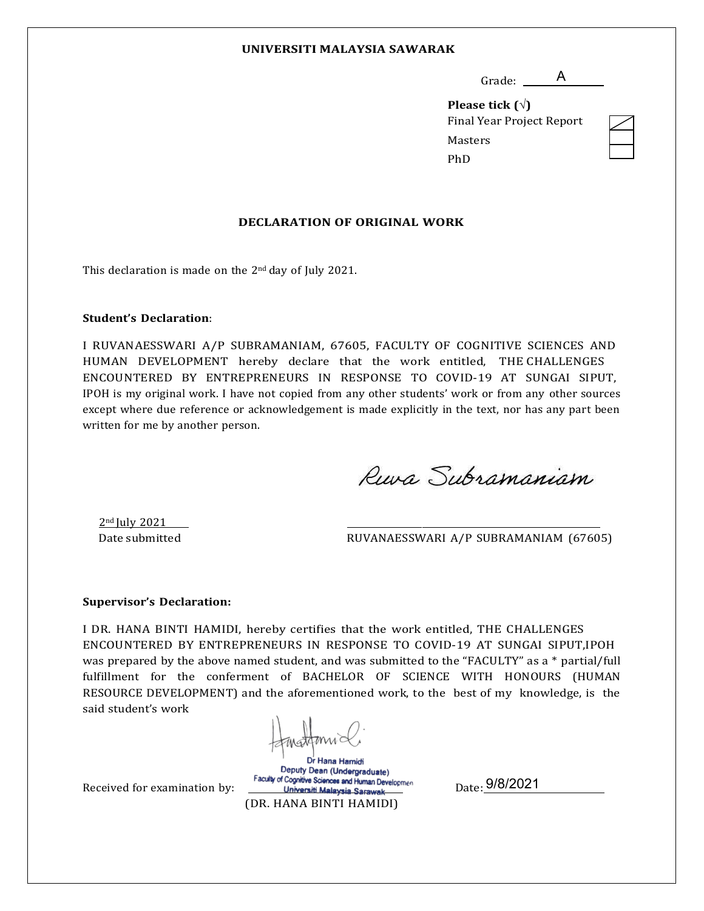**UNIVERSITI MALAYSIA SAWARAK**

Grade: A

**Please tick (√)**

| | |
|---|---|
| Final Year Project Report | √ |
| Masters | |
| PhD | |

**DECLARATION OF ORIGINAL WORK**

This declaration is made on the 2nd day of July 2021.

**Student's Declaration**:

I RUVANAESSWARI A/P SUBRAMANIAM, 67605, FACULTY OF COGNITIVE SCIENCES AND HUMAN DEVELOPMENT hereby declare that the work entitled, THE CHALLENGES ENCOUNTERED BY ENTREPRENEURS IN RESPONSE TO COVID-19 AT SUNGAI SIPUT, IPOH is my original work. I have not copied from any other students' work or from any other sources except where due reference or acknowledgement is made explicitly in the text, nor has any part been written for me by another person.

Ruva Subramaniam

2nd July 2021
Date submitted

RUVANAESSWARI A/P SUBRAMANIAM (67605)

**Supervisor's Declaration:**

I DR. HANA BINTI HAMIDI, hereby certifies that the work entitled, THE CHALLENGES ENCOUNTERED BY ENTREPRENEURS IN RESPONSE TO COVID-19 AT SUNGAI SIPUT,IPOH was prepared by the above named student, and was submitted to the "FACULTY" as a * partial/full fulfillment for the conferment of BACHELOR OF SCIENCE WITH HONOURS (HUMAN RESOURCE DEVELOPMENT) and the aforementioned work, to the best of my knowledge, is the said student's work

Received for examination by:

Dr Hana Hamidi
Deputy Dean (Undergraduate)
Faculty of Cognitive Sciences and Human Development
Universiti Malaysia Sarawak

(DR. HANA BINTI HAMIDI)

Date: 9/8/2021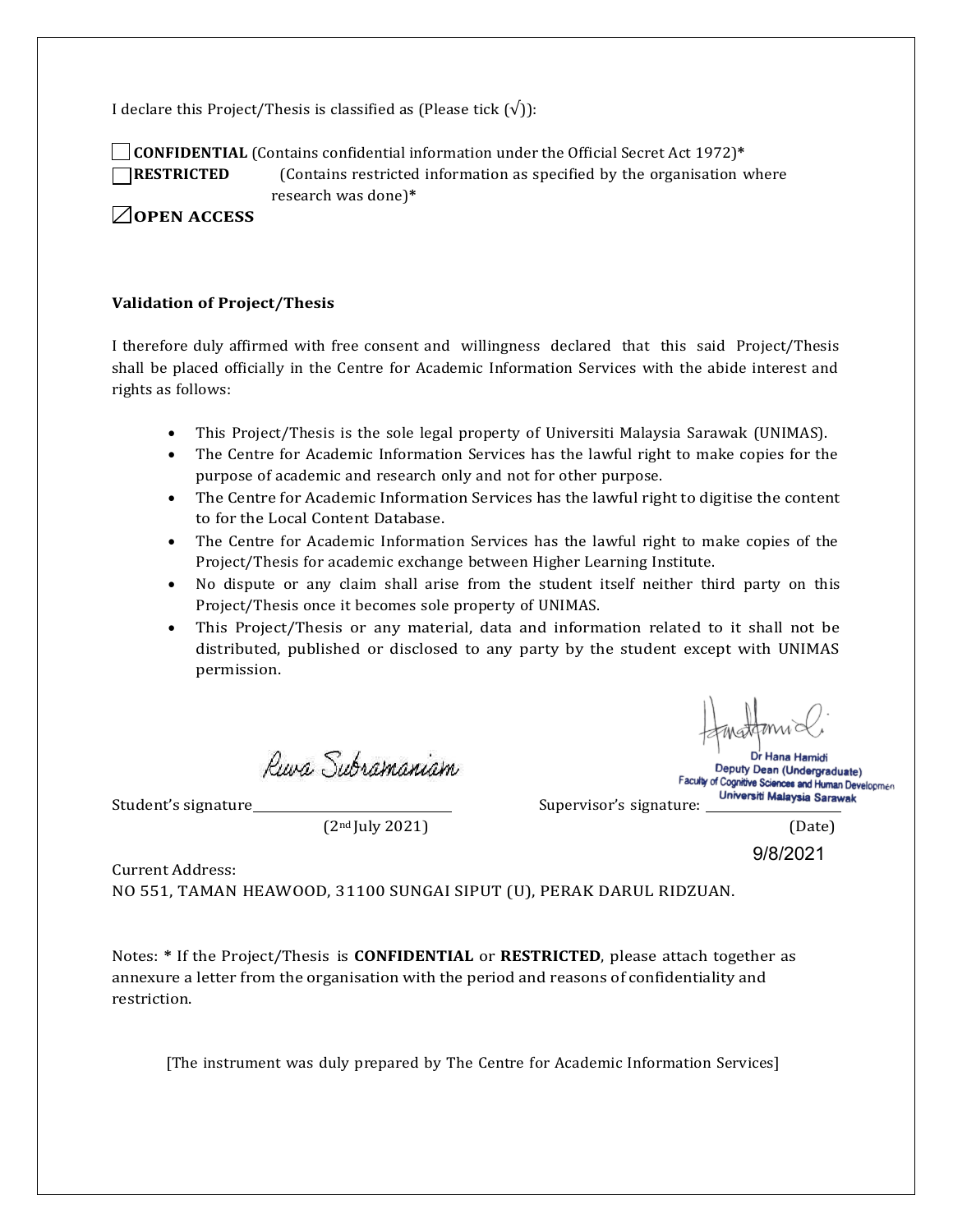I declare this Project/Thesis is classified as (Please tick (√)):

☐ **CONFIDENTIAL** (Contains confidential information under the Official Secret Act 1972)*
☐ **RESTRICTED** (Contains restricted information as specified by the organisation where research was done)*
☑ **OPEN ACCESS**

**Validation of Project/Thesis**

I therefore duly affirmed with free consent and willingness declared that this said Project/Thesis shall be placed officially in the Centre for Academic Information Services with the abide interest and rights as follows:

- This Project/Thesis is the sole legal property of Universiti Malaysia Sarawak (UNIMAS).
- The Centre for Academic Information Services has the lawful right to make copies for the purpose of academic and research only and not for other purpose.
- The Centre for Academic Information Services has the lawful right to digitise the content to for the Local Content Database.
- The Centre for Academic Information Services has the lawful right to make copies of the Project/Thesis for academic exchange between Higher Learning Institute.
- No dispute or any claim shall arise from the student itself neither third party on this Project/Thesis once it becomes sole property of UNIMAS.
- This Project/Thesis or any material, data and information related to it shall not be distributed, published or disclosed to any party by the student except with UNIMAS permission.

Student's signature: Riwa Subramaniam
(2nd July 2021)

Supervisor's signature: Dr Hana Hamidi, Deputy Dean (Undergraduate), Faculty of Cognitive Sciences and Human Development, Universiti Malaysia Sarawak
(Date) 9/8/2021

Current Address:
NO 551, TAMAN HEAWOOD, 31100 SUNGAI SIPUT (U), PERAK DARUL RIDZUAN.

Notes: * If the Project/Thesis is **CONFIDENTIAL** or **RESTRICTED**, please attach together as annexure a letter from the organisation with the period and reasons of confidentiality and restriction.

[The instrument was duly prepared by The Centre for Academic Information Services]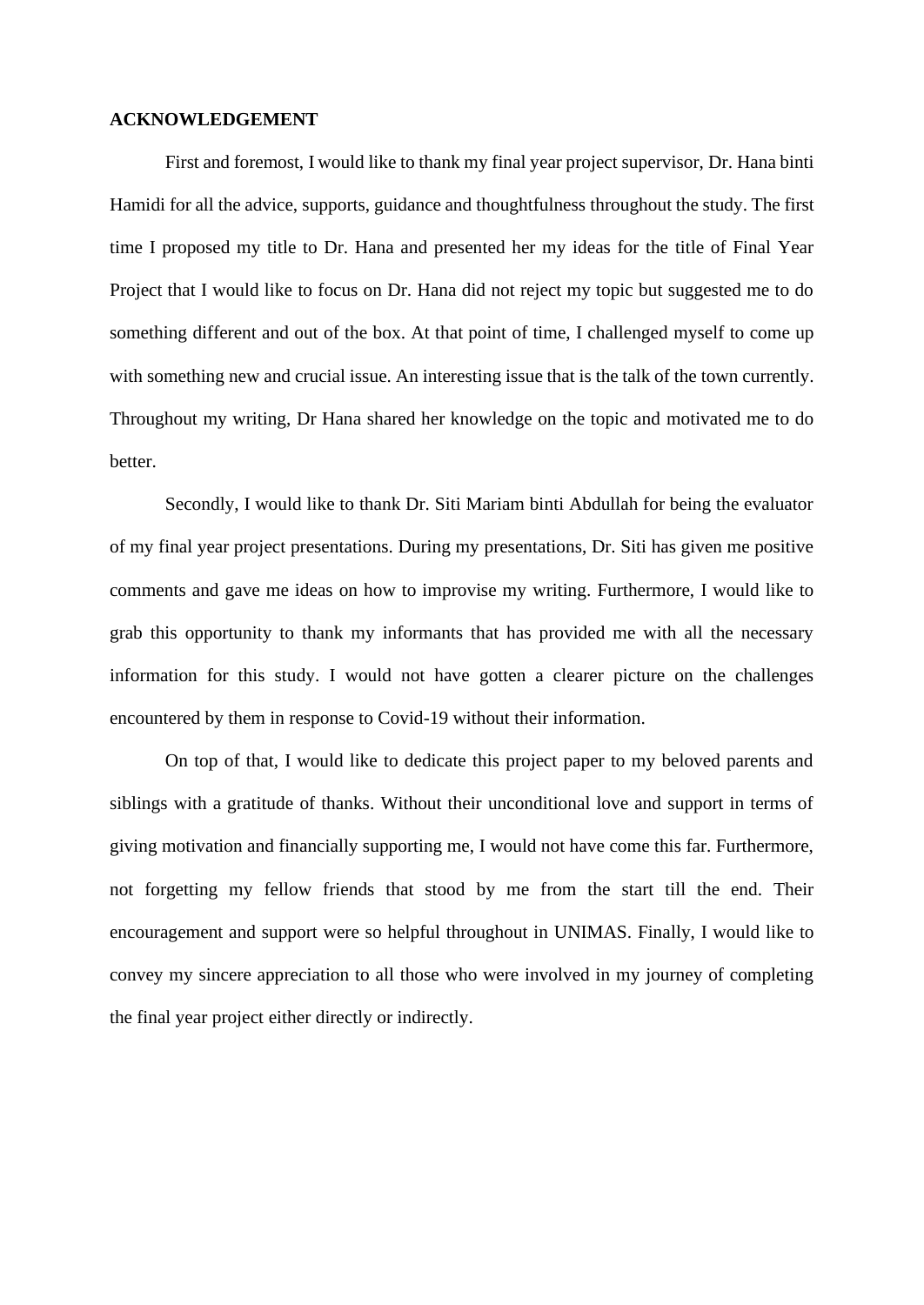**ACKNOWLEDGEMENT**

First and foremost, I would like to thank my final year project supervisor, Dr. Hana binti Hamidi for all the advice, supports, guidance and thoughtfulness throughout the study. The first time I proposed my title to Dr. Hana and presented her my ideas for the title of Final Year Project that I would like to focus on Dr. Hana did not reject my topic but suggested me to do something different and out of the box. At that point of time, I challenged myself to come up with something new and crucial issue. An interesting issue that is the talk of the town currently. Throughout my writing, Dr Hana shared her knowledge on the topic and motivated me to do better.

Secondly, I would like to thank Dr. Siti Mariam binti Abdullah for being the evaluator of my final year project presentations. During my presentations, Dr. Siti has given me positive comments and gave me ideas on how to improvise my writing. Furthermore, I would like to grab this opportunity to thank my informants that has provided me with all the necessary information for this study. I would not have gotten a clearer picture on the challenges encountered by them in response to Covid-19 without their information.

On top of that, I would like to dedicate this project paper to my beloved parents and siblings with a gratitude of thanks. Without their unconditional love and support in terms of giving motivation and financially supporting me, I would not have come this far. Furthermore, not forgetting my fellow friends that stood by me from the start till the end. Their encouragement and support were so helpful throughout in UNIMAS. Finally, I would like to convey my sincere appreciation to all those who were involved in my journey of completing the final year project either directly or indirectly.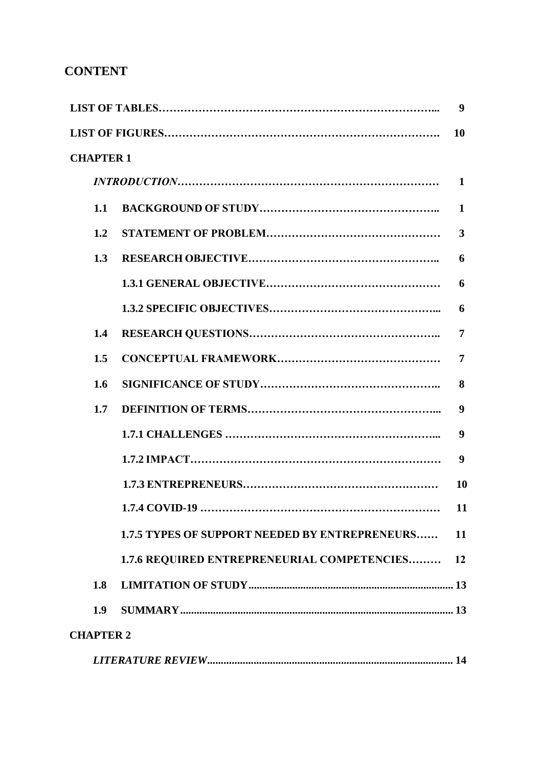## CONTENT

| | | |
|---|---|---|
| **LIST OF TABLES** | | **9** |
| **LIST OF FIGURES** | | **10** |
| **CHAPTER 1** | | |
| | ***INTRODUCTION*** | **1** |
| **1.1** | **BACKGROUND OF STUDY** | **1** |
| **1.2** | **STATEMENT OF PROBLEM** | **3** |
| **1.3** | **RESEARCH OBJECTIVE** | **6** |
| | **1.3.1 GENERAL OBJECTIVE** | **6** |
| | **1.3.2 SPECIFIC OBJECTIVES** | **6** |
| **1.4** | **RESEARCH QUESTIONS** | **7** |
| **1.5** | **CONCEPTUAL FRAMEWORK** | **7** |
| **1.6** | **SIGNIFICANCE OF STUDY** | **8** |
| **1.7** | **DEFINITION OF TERMS** | **9** |
| | **1.7.1 CHALLENGES** | **9** |
| | **1.7.2 IMPACT** | **9** |
| | **1.7.3 ENTREPRENEURS** | **10** |
| | **1.7.4 COVID-19** | **11** |
| | **1.7.5 TYPES OF SUPPORT NEEDED BY ENTREPRENEURS** | **11** |
| | **1.7.6 REQUIRED ENTREPRENEURIAL COMPETENCIES** | **12** |
| **1.8** | **LIMITATION OF STUDY** | **13** |
| **1.9** | **SUMMARY** | **13** |
| **CHAPTER 2** | | |
| | ***LITERATURE REVIEW*** | **14** |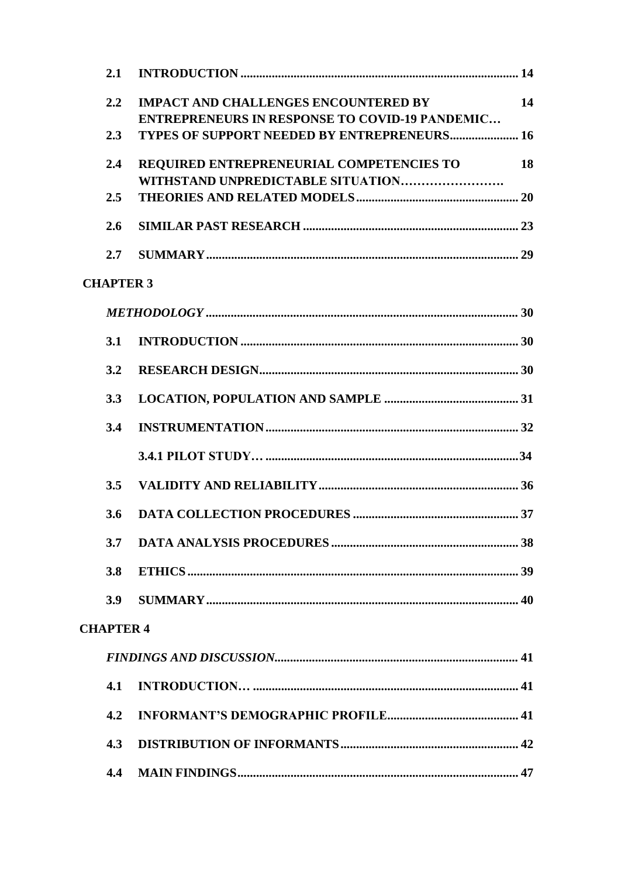| | | |
|---|---|---|
| **2.1** | **INTRODUCTION** | **14** |
| **2.2** | **IMPACT AND CHALLENGES ENCOUNTERED BY ENTREPRENEURS IN RESPONSE TO COVID-19 PANDEMIC…** | **14** |
| **2.3** | **TYPES OF SUPPORT NEEDED BY ENTREPRENEURS** | **16** |
| **2.4** | **REQUIRED ENTREPRENEURIAL COMPETENCIES TO WITHSTAND UNPREDICTABLE SITUATION……………………** | **18** |
| **2.5** | **THEORIES AND RELATED MODELS** | **20** |
| **2.6** | **SIMILAR PAST RESEARCH** | **23** |
| **2.7** | **SUMMARY** | **29** |

**CHAPTER 3**

| | | |
|---|---|---|
| | ***METHODOLOGY*** | **30** |
| **3.1** | **INTRODUCTION** | **30** |
| **3.2** | **RESEARCH DESIGN** | **30** |
| **3.3** | **LOCATION, POPULATION AND SAMPLE** | **31** |
| **3.4** | **INSTRUMENTATION** | **32** |
| | **3.4.1 PILOT STUDY…** | **34** |
| **3.5** | **VALIDITY AND RELIABILITY** | **36** |
| **3.6** | **DATA COLLECTION PROCEDURES** | **37** |
| **3.7** | **DATA ANALYSIS PROCEDURES** | **38** |
| **3.8** | **ETHICS** | **39** |
| **3.9** | **SUMMARY** | **40** |

**CHAPTER 4**

| | | |
|---|---|---|
| | ***FINDINGS AND DISCUSSION*** | **41** |
| **4.1** | **INTRODUCTION…** | **41** |
| **4.2** | **INFORMANT'S DEMOGRAPHIC PROFILE** | **41** |
| **4.3** | **DISTRIBUTION OF INFORMANTS** | **42** |
| **4.4** | **MAIN FINDINGS** | **47** |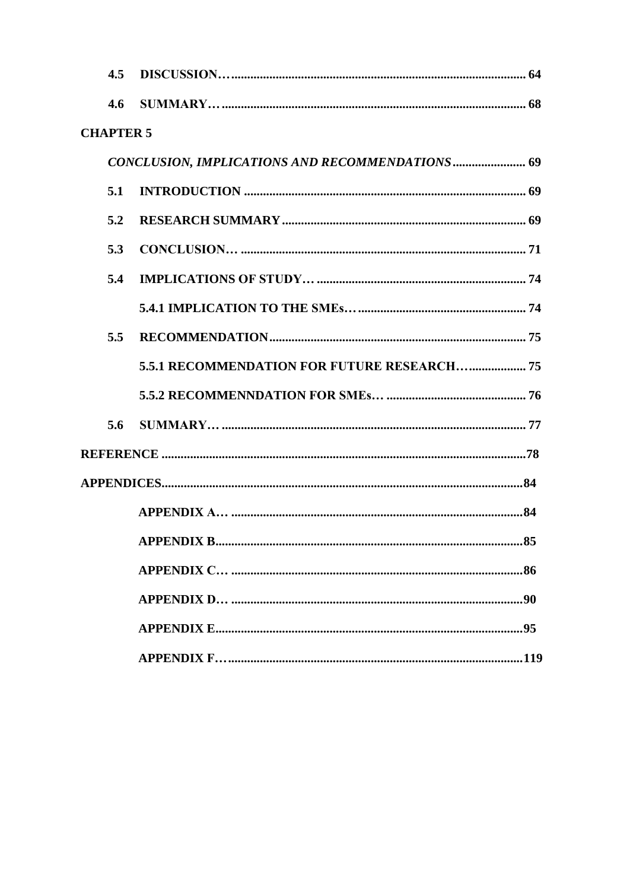**4.5 DISCUSSION… 64**

**4.6 SUMMARY… 68**

**CHAPTER 5**

***CONCLUSION, IMPLICATIONS AND RECOMMENDATIONS* 69**

**5.1 INTRODUCTION 69**

**5.2 RESEARCH SUMMARY 69**

**5.3 CONCLUSION… 71**

**5.4 IMPLICATIONS OF STUDY… 74**

**5.4.1 IMPLICATION TO THE SMEs… 74**

**5.5 RECOMMENDATION 75**

**5.5.1 RECOMMENDATION FOR FUTURE RESEARCH… 75**

**5.5.2 RECOMMENNDATION FOR SMEs… 76**

**5.6 SUMMARY… 77**

**REFERENCE 78**

**APPENDICES 84**

**APPENDIX A… 84**

**APPENDIX B 85**

**APPENDIX C… 86**

**APPENDIX D… 90**

**APPENDIX E 95**

**APPENDIX F… 119**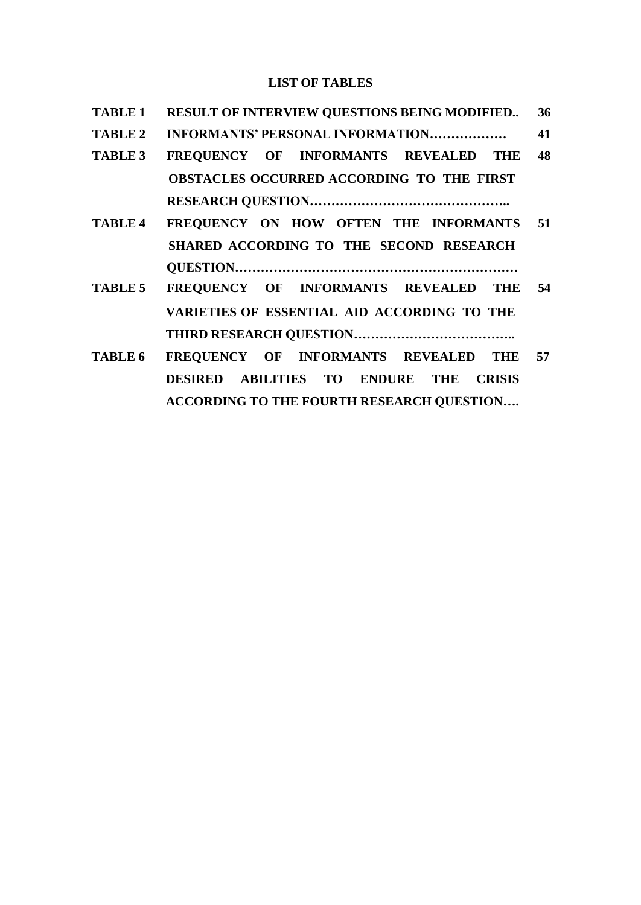**LIST OF TABLES**

| | | |
|---|---|---|
| **TABLE 1** | **RESULT OF INTERVIEW QUESTIONS BEING MODIFIED..** | **36** |
| **TABLE 2** | **INFORMANTS' PERSONAL INFORMATION………………** | **41** |
| **TABLE 3** | **FREQUENCY OF INFORMANTS REVEALED THE OBSTACLES OCCURRED ACCORDING TO THE FIRST RESEARCH QUESTION………………………………………..** | **48** |
| **TABLE 4** | **FREQUENCY ON HOW OFTEN THE INFORMANTS SHARED ACCORDING TO THE SECOND RESEARCH QUESTION…………………………………………………………** | **51** |
| **TABLE 5** | **FREQUENCY OF INFORMANTS REVEALED THE VARIETIES OF ESSENTIAL AID ACCORDING TO THE THIRD RESEARCH QUESTION………………………………..** | **54** |
| **TABLE 6** | **FREQUENCY OF INFORMANTS REVEALED THE DESIRED ABILITIES TO ENDURE THE CRISIS ACCORDING TO THE FOURTH RESEARCH QUESTION….** | **57** |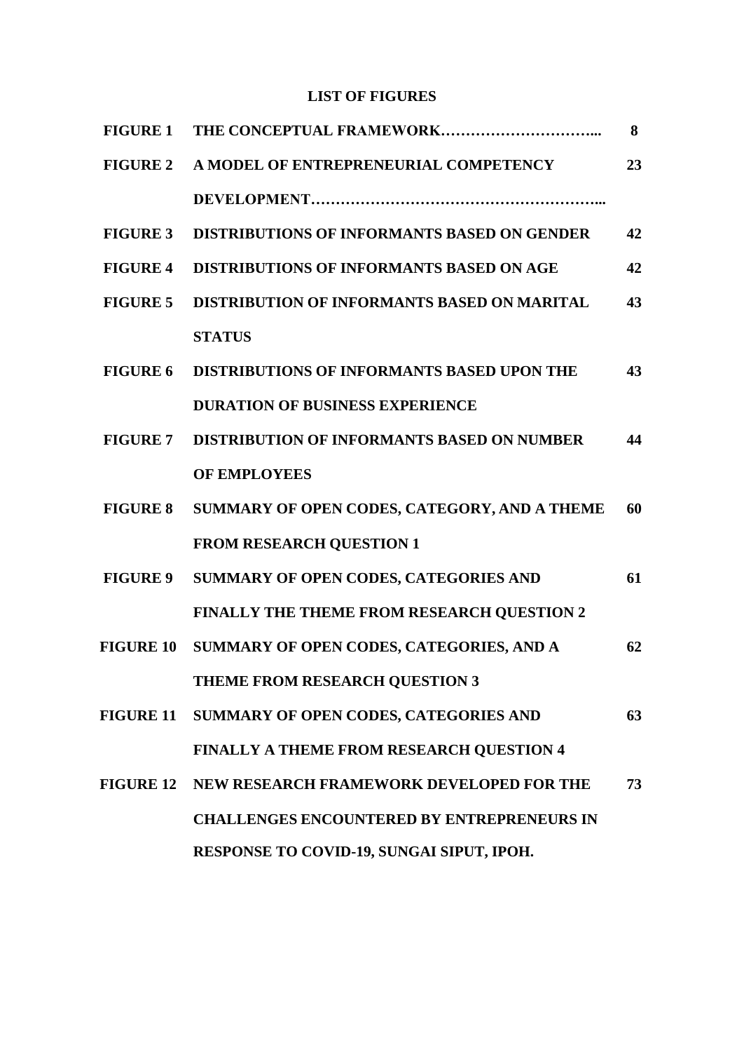## LIST OF FIGURES

| | | |
|---|---|---|
| **FIGURE 1** | **THE CONCEPTUAL FRAMEWORK…………………………...** | **8** |
| **FIGURE 2** | **A MODEL OF ENTREPRENEURIAL COMPETENCY DEVELOPMENT………………………………………………...** | **23** |
| **FIGURE 3** | **DISTRIBUTIONS OF INFORMANTS BASED ON GENDER** | **42** |
| **FIGURE 4** | **DISTRIBUTIONS OF INFORMANTS BASED ON AGE** | **42** |
| **FIGURE 5** | **DISTRIBUTION OF INFORMANTS BASED ON MARITAL STATUS** | **43** |
| **FIGURE 6** | **DISTRIBUTIONS OF INFORMANTS BASED UPON THE DURATION OF BUSINESS EXPERIENCE** | **43** |
| **FIGURE 7** | **DISTRIBUTION OF INFORMANTS BASED ON NUMBER OF EMPLOYEES** | **44** |
| **FIGURE 8** | **SUMMARY OF OPEN CODES, CATEGORY, AND A THEME FROM RESEARCH QUESTION 1** | **60** |
| **FIGURE 9** | **SUMMARY OF OPEN CODES, CATEGORIES AND FINALLY THE THEME FROM RESEARCH QUESTION 2** | **61** |
| **FIGURE 10** | **SUMMARY OF OPEN CODES, CATEGORIES, AND A THEME FROM RESEARCH QUESTION 3** | **62** |
| **FIGURE 11** | **SUMMARY OF OPEN CODES, CATEGORIES AND FINALLY A THEME FROM RESEARCH QUESTION 4** | **63** |
| **FIGURE 12** | **NEW RESEARCH FRAMEWORK DEVELOPED FOR THE CHALLENGES ENCOUNTERED BY ENTREPRENEURS IN RESPONSE TO COVID-19, SUNGAI SIPUT, IPOH.** | **73** |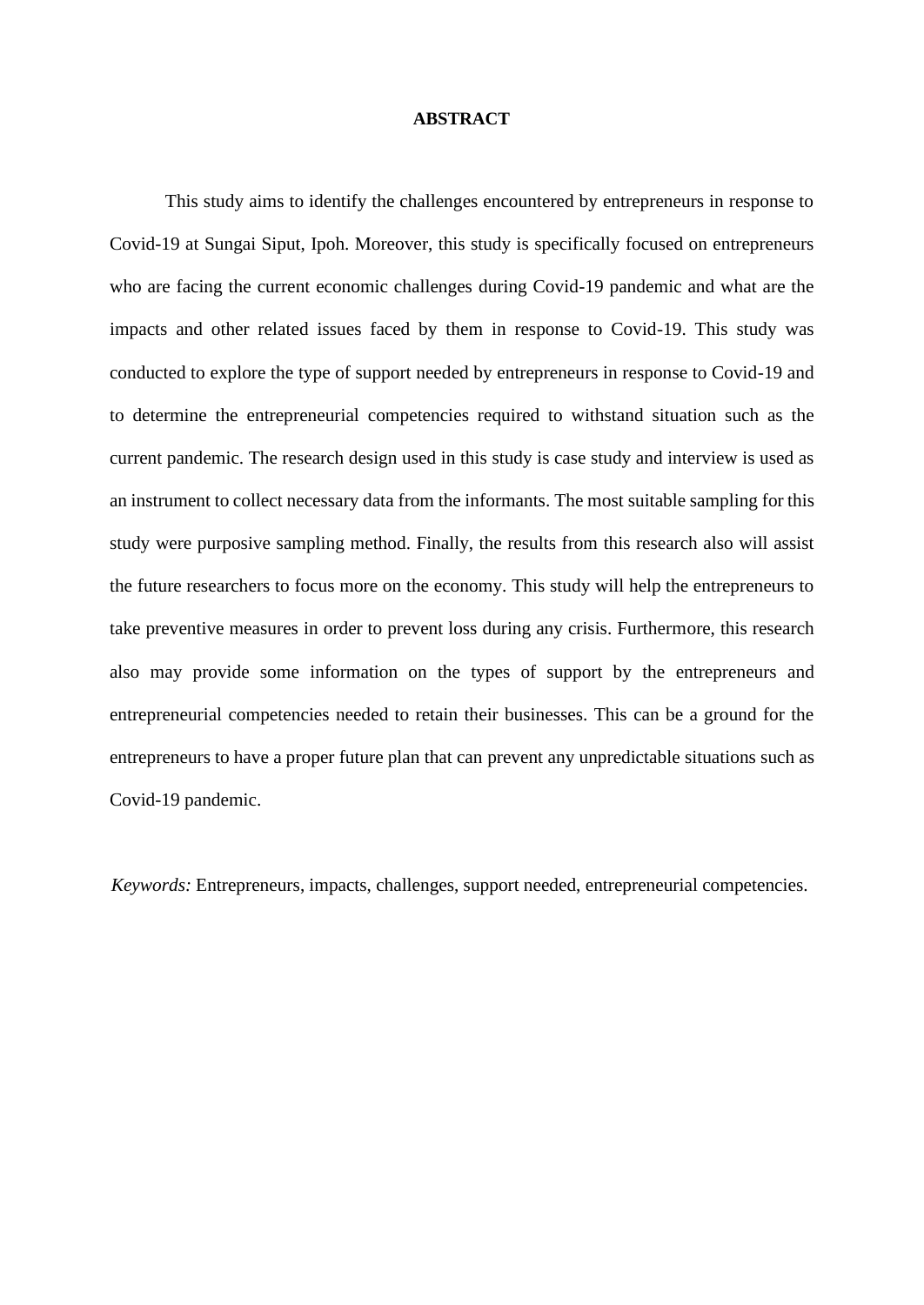# ABSTRACT

This study aims to identify the challenges encountered by entrepreneurs in response to Covid-19 at Sungai Siput, Ipoh. Moreover, this study is specifically focused on entrepreneurs who are facing the current economic challenges during Covid-19 pandemic and what are the impacts and other related issues faced by them in response to Covid-19. This study was conducted to explore the type of support needed by entrepreneurs in response to Covid-19 and to determine the entrepreneurial competencies required to withstand situation such as the current pandemic. The research design used in this study is case study and interview is used as an instrument to collect necessary data from the informants. The most suitable sampling for this study were purposive sampling method. Finally, the results from this research also will assist the future researchers to focus more on the economy. This study will help the entrepreneurs to take preventive measures in order to prevent loss during any crisis. Furthermore, this research also may provide some information on the types of support by the entrepreneurs and entrepreneurial competencies needed to retain their businesses. This can be a ground for the entrepreneurs to have a proper future plan that can prevent any unpredictable situations such as Covid-19 pandemic.

*Keywords:* Entrepreneurs, impacts, challenges, support needed, entrepreneurial competencies.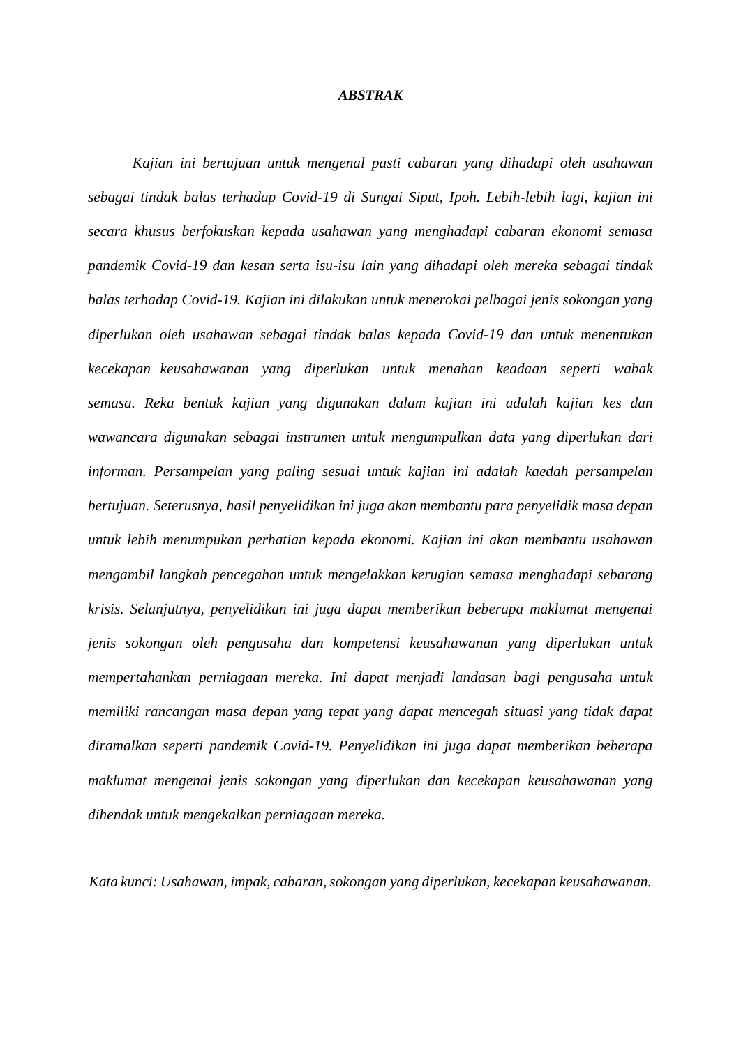# *ABSTRAK*

*Kajian ini bertujuan untuk mengenal pasti cabaran yang dihadapi oleh usahawan sebagai tindak balas terhadap Covid-19 di Sungai Siput, Ipoh. Lebih-lebih lagi, kajian ini secara khusus berfokuskan kepada usahawan yang menghadapi cabaran ekonomi semasa pandemik Covid-19 dan kesan serta isu-isu lain yang dihadapi oleh mereka sebagai tindak balas terhadap Covid-19. Kajian ini dilakukan untuk menerokai pelbagai jenis sokongan yang diperlukan oleh usahawan sebagai tindak balas kepada Covid-19 dan untuk menentukan kecekapan keusahawanan yang diperlukan untuk menahan keadaan seperti wabak semasa. Reka bentuk kajian yang digunakan dalam kajian ini adalah kajian kes dan wawancara digunakan sebagai instrumen untuk mengumpulkan data yang diperlukan dari informan. Persampelan yang paling sesuai untuk kajian ini adalah kaedah persampelan bertujuan. Seterusnya, hasil penyelidikan ini juga akan membantu para penyelidik masa depan untuk lebih menumpukan perhatian kepada ekonomi. Kajian ini akan membantu usahawan mengambil langkah pencegahan untuk mengelakkan kerugian semasa menghadapi sebarang krisis. Selanjutnya, penyelidikan ini juga dapat memberikan beberapa maklumat mengenai jenis sokongan oleh pengusaha dan kompetensi keusahawanan yang diperlukan untuk mempertahankan perniagaan mereka. Ini dapat menjadi landasan bagi pengusaha untuk memiliki rancangan masa depan yang tepat yang dapat mencegah situasi yang tidak dapat diramalkan seperti pandemik Covid-19. Penyelidikan ini juga dapat memberikan beberapa maklumat mengenai jenis sokongan yang diperlukan dan kecekapan keusahawanan yang dihendak untuk mengekalkan perniagaan mereka.*

*Kata kunci: Usahawan, impak, cabaran, sokongan yang diperlukan, kecekapan keusahawanan.*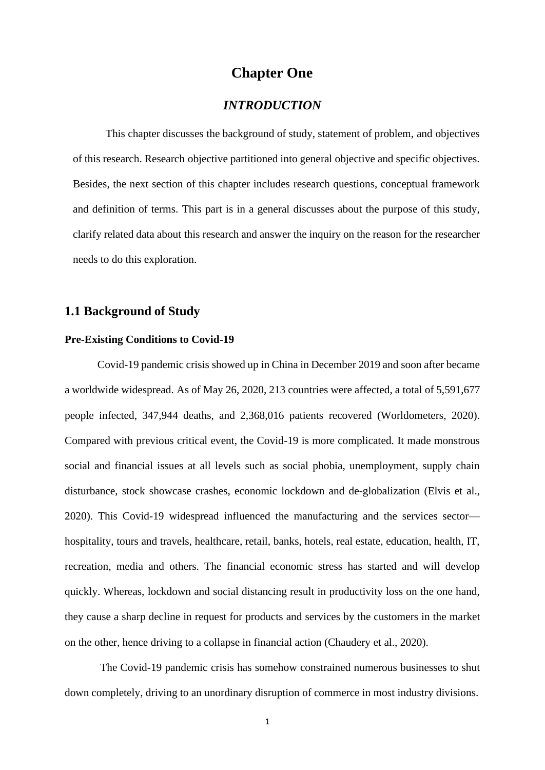# Chapter One

## *INTRODUCTION*

This chapter discusses the background of study, statement of problem, and objectives of this research. Research objective partitioned into general objective and specific objectives. Besides, the next section of this chapter includes research questions, conceptual framework and definition of terms. This part is in a general discusses about the purpose of this study, clarify related data about this research and answer the inquiry on the reason for the researcher needs to do this exploration.

## 1.1 Background of Study

### Pre-Existing Conditions to Covid-19

Covid-19 pandemic crisis showed up in China in December 2019 and soon after became a worldwide widespread. As of May 26, 2020, 213 countries were affected, a total of 5,591,677 people infected, 347,944 deaths, and 2,368,016 patients recovered (Worldometers, 2020). Compared with previous critical event, the Covid-19 is more complicated. It made monstrous social and financial issues at all levels such as social phobia, unemployment, supply chain disturbance, stock showcase crashes, economic lockdown and de-globalization (Elvis et al., 2020). This Covid-19 widespread influenced the manufacturing and the services sector—hospitality, tours and travels, healthcare, retail, banks, hotels, real estate, education, health, IT, recreation, media and others. The financial economic stress has started and will develop quickly. Whereas, lockdown and social distancing result in productivity loss on the one hand, they cause a sharp decline in request for products and services by the customers in the market on the other, hence driving to a collapse in financial action (Chaudery et al., 2020).

The Covid-19 pandemic crisis has somehow constrained numerous businesses to shut down completely, driving to an unordinary disruption of commerce in most industry divisions.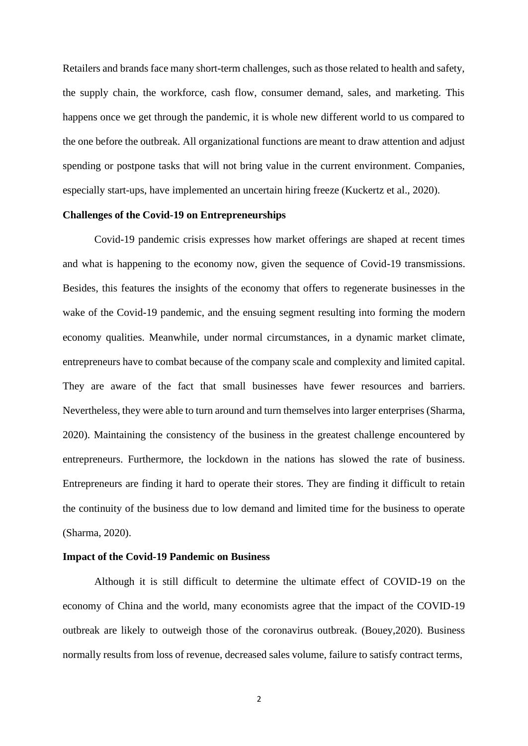Retailers and brands face many short-term challenges, such as those related to health and safety, the supply chain, the workforce, cash flow, consumer demand, sales, and marketing. This happens once we get through the pandemic, it is whole new different world to us compared to the one before the outbreak. All organizational functions are meant to draw attention and adjust spending or postpone tasks that will not bring value in the current environment. Companies, especially start-ups, have implemented an uncertain hiring freeze (Kuckertz et al., 2020).

**Challenges of the Covid-19 on Entrepreneurships**

Covid-19 pandemic crisis expresses how market offerings are shaped at recent times and what is happening to the economy now, given the sequence of Covid-19 transmissions. Besides, this features the insights of the economy that offers to regenerate businesses in the wake of the Covid-19 pandemic, and the ensuing segment resulting into forming the modern economy qualities. Meanwhile, under normal circumstances, in a dynamic market climate, entrepreneurs have to combat because of the company scale and complexity and limited capital. They are aware of the fact that small businesses have fewer resources and barriers. Nevertheless, they were able to turn around and turn themselves into larger enterprises (Sharma, 2020). Maintaining the consistency of the business in the greatest challenge encountered by entrepreneurs. Furthermore, the lockdown in the nations has slowed the rate of business. Entrepreneurs are finding it hard to operate their stores. They are finding it difficult to retain the continuity of the business due to low demand and limited time for the business to operate (Sharma, 2020).

**Impact of the Covid-19 Pandemic on Business**

Although it is still difficult to determine the ultimate effect of COVID-19 on the economy of China and the world, many economists agree that the impact of the COVID-19 outbreak are likely to outweigh those of the coronavirus outbreak. (Bouey,2020). Business normally results from loss of revenue, decreased sales volume, failure to satisfy contract terms,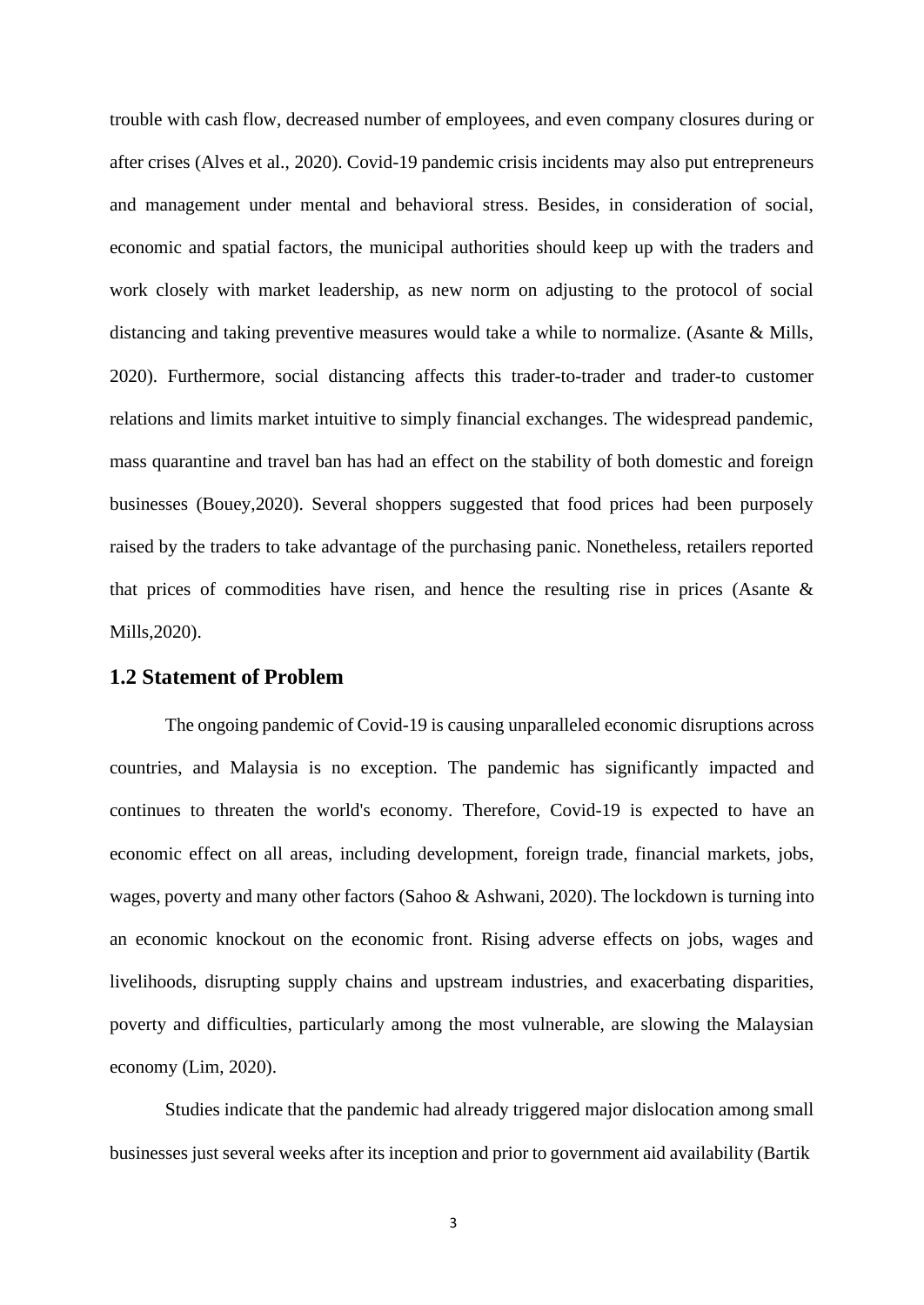trouble with cash flow, decreased number of employees, and even company closures during or after crises (Alves et al., 2020). Covid-19 pandemic crisis incidents may also put entrepreneurs and management under mental and behavioral stress. Besides, in consideration of social, economic and spatial factors, the municipal authorities should keep up with the traders and work closely with market leadership, as new norm on adjusting to the protocol of social distancing and taking preventive measures would take a while to normalize. (Asante & Mills, 2020). Furthermore, social distancing affects this trader-to-trader and trader-to customer relations and limits market intuitive to simply financial exchanges. The widespread pandemic, mass quarantine and travel ban has had an effect on the stability of both domestic and foreign businesses (Bouey,2020). Several shoppers suggested that food prices had been purposely raised by the traders to take advantage of the purchasing panic. Nonetheless, retailers reported that prices of commodities have risen, and hence the resulting rise in prices (Asante & Mills,2020).

## 1.2 Statement of Problem

The ongoing pandemic of Covid-19 is causing unparalleled economic disruptions across countries, and Malaysia is no exception. The pandemic has significantly impacted and continues to threaten the world's economy. Therefore, Covid-19 is expected to have an economic effect on all areas, including development, foreign trade, financial markets, jobs, wages, poverty and many other factors (Sahoo & Ashwani, 2020). The lockdown is turning into an economic knockout on the economic front. Rising adverse effects on jobs, wages and livelihoods, disrupting supply chains and upstream industries, and exacerbating disparities, poverty and difficulties, particularly among the most vulnerable, are slowing the Malaysian economy (Lim, 2020).

Studies indicate that the pandemic had already triggered major dislocation among small businesses just several weeks after its inception and prior to government aid availability (Bartik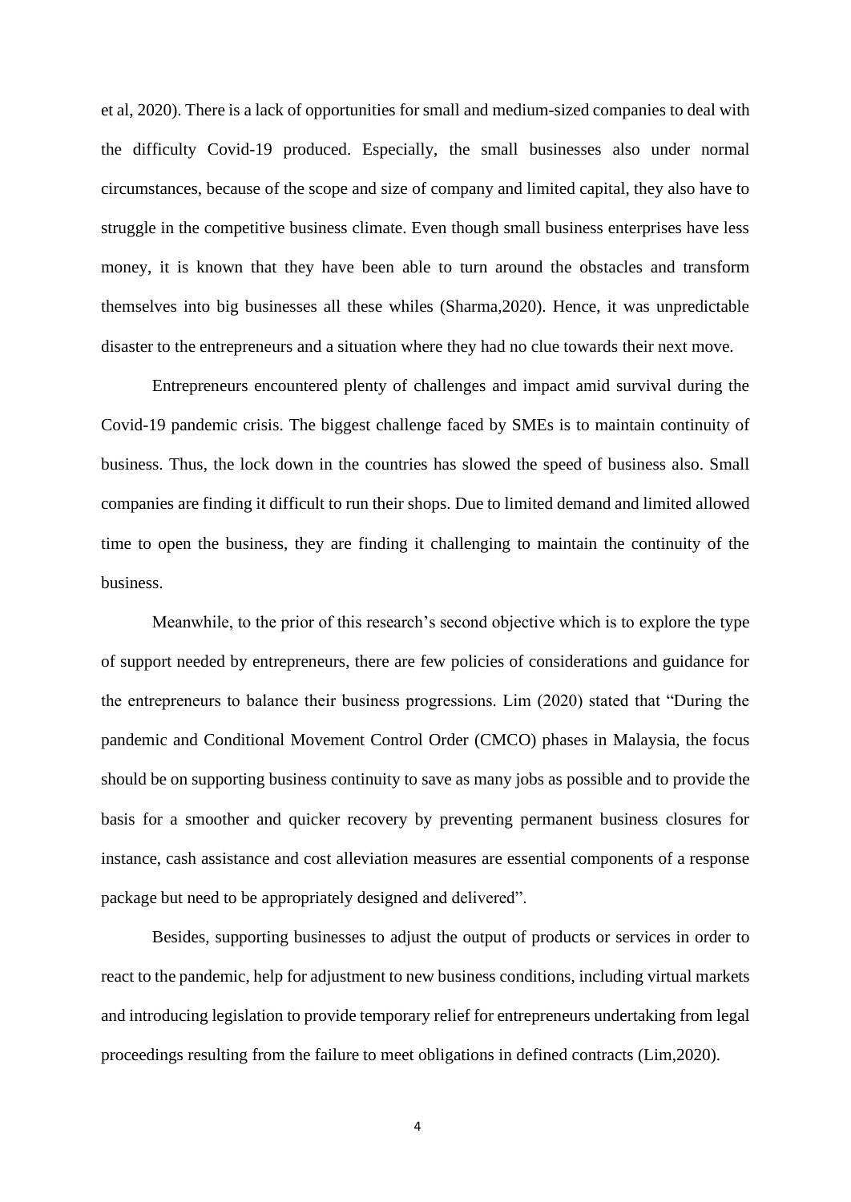et al, 2020). There is a lack of opportunities for small and medium-sized companies to deal with the difficulty Covid-19 produced. Especially, the small businesses also under normal circumstances, because of the scope and size of company and limited capital, they also have to struggle in the competitive business climate. Even though small business enterprises have less money, it is known that they have been able to turn around the obstacles and transform themselves into big businesses all these whiles (Sharma,2020). Hence, it was unpredictable disaster to the entrepreneurs and a situation where they had no clue towards their next move.

Entrepreneurs encountered plenty of challenges and impact amid survival during the Covid-19 pandemic crisis. The biggest challenge faced by SMEs is to maintain continuity of business. Thus, the lock down in the countries has slowed the speed of business also. Small companies are finding it difficult to run their shops. Due to limited demand and limited allowed time to open the business, they are finding it challenging to maintain the continuity of the business.

Meanwhile, to the prior of this research's second objective which is to explore the type of support needed by entrepreneurs, there are few policies of considerations and guidance for the entrepreneurs to balance their business progressions. Lim (2020) stated that "During the pandemic and Conditional Movement Control Order (CMCO) phases in Malaysia, the focus should be on supporting business continuity to save as many jobs as possible and to provide the basis for a smoother and quicker recovery by preventing permanent business closures for instance, cash assistance and cost alleviation measures are essential components of a response package but need to be appropriately designed and delivered".

Besides, supporting businesses to adjust the output of products or services in order to react to the pandemic, help for adjustment to new business conditions, including virtual markets and introducing legislation to provide temporary relief for entrepreneurs undertaking from legal proceedings resulting from the failure to meet obligations in defined contracts (Lim,2020).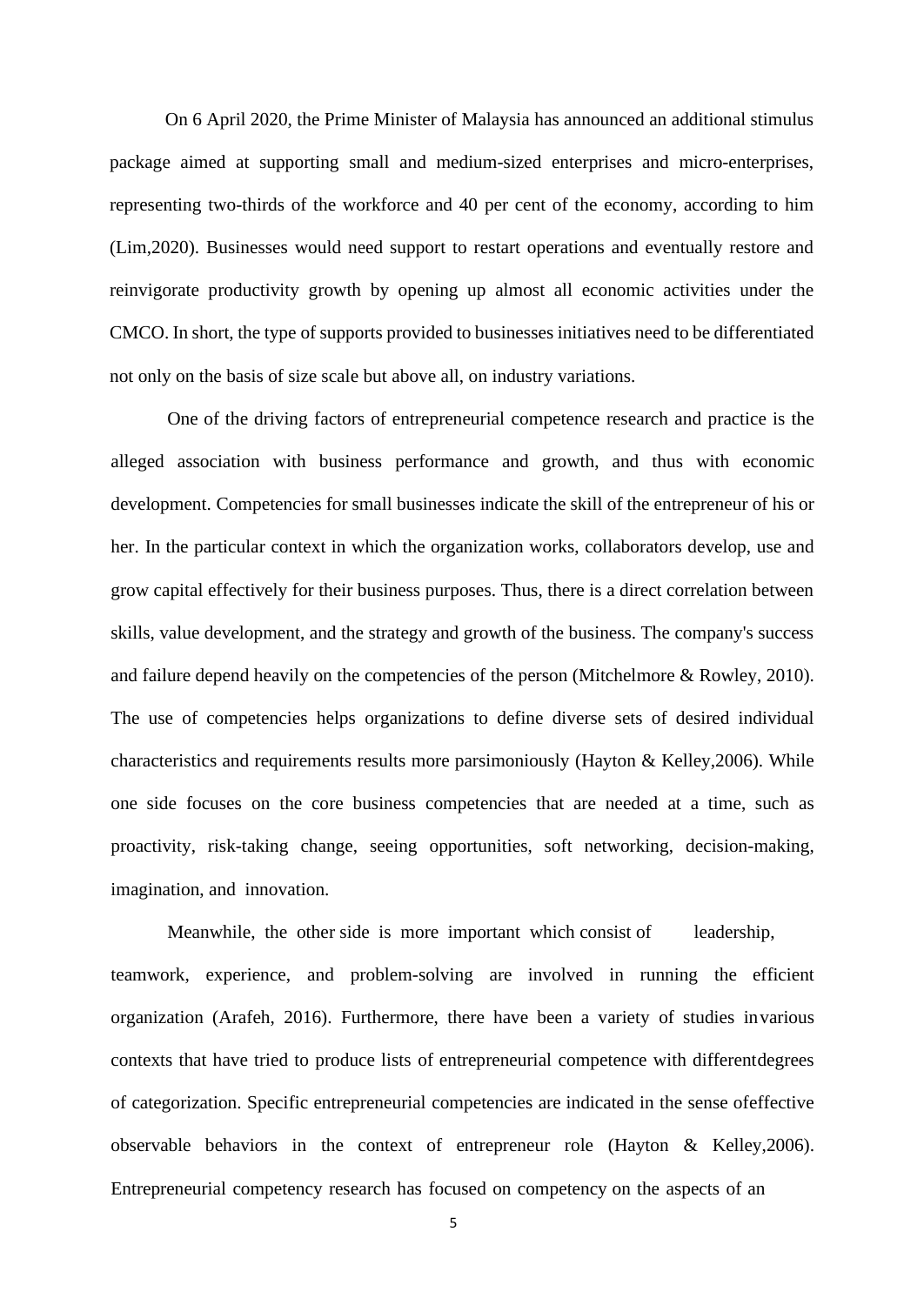On 6 April 2020, the Prime Minister of Malaysia has announced an additional stimulus package aimed at supporting small and medium-sized enterprises and micro-enterprises, representing two-thirds of the workforce and 40 per cent of the economy, according to him (Lim,2020). Businesses would need support to restart operations and eventually restore and reinvigorate productivity growth by opening up almost all economic activities under the CMCO. In short, the type of supports provided to businesses initiatives need to be differentiated not only on the basis of size scale but above all, on industry variations.

One of the driving factors of entrepreneurial competence research and practice is the alleged association with business performance and growth, and thus with economic development. Competencies for small businesses indicate the skill of the entrepreneur of his or her. In the particular context in which the organization works, collaborators develop, use and grow capital effectively for their business purposes. Thus, there is a direct correlation between skills, value development, and the strategy and growth of the business. The company's success and failure depend heavily on the competencies of the person (Mitchelmore & Rowley, 2010). The use of competencies helps organizations to define diverse sets of desired individual characteristics and requirements results more parsimoniously (Hayton & Kelley,2006). While one side focuses on the core business competencies that are needed at a time, such as proactivity, risk-taking change, seeing opportunities, soft networking, decision-making, imagination, and innovation.

Meanwhile, the other side is more important which consist of leadership, teamwork, experience, and problem-solving are involved in running the efficient organization (Arafeh, 2016). Furthermore, there have been a variety of studies invarious contexts that have tried to produce lists of entrepreneurial competence with differentdegrees of categorization. Specific entrepreneurial competencies are indicated in the sense ofeffective observable behaviors in the context of entrepreneur role (Hayton & Kelley,2006). Entrepreneurial competency research has focused on competency on the aspects of an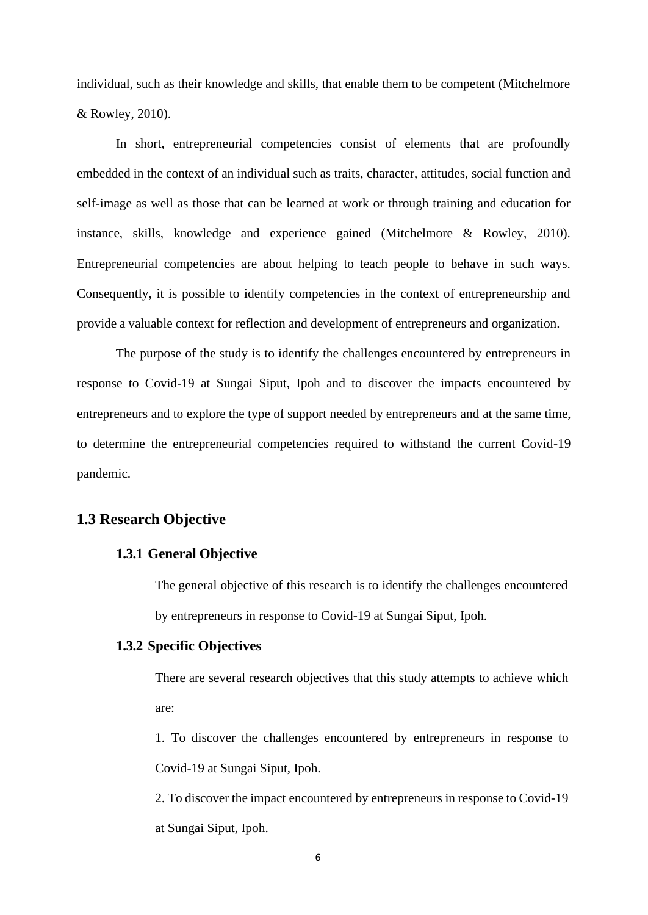individual, such as their knowledge and skills, that enable them to be competent (Mitchelmore & Rowley, 2010).

In short, entrepreneurial competencies consist of elements that are profoundly embedded in the context of an individual such as traits, character, attitudes, social function and self-image as well as those that can be learned at work or through training and education for instance, skills, knowledge and experience gained (Mitchelmore & Rowley, 2010). Entrepreneurial competencies are about helping to teach people to behave in such ways. Consequently, it is possible to identify competencies in the context of entrepreneurship and provide a valuable context for reflection and development of entrepreneurs and organization.

The purpose of the study is to identify the challenges encountered by entrepreneurs in response to Covid-19 at Sungai Siput, Ipoh and to discover the impacts encountered by entrepreneurs and to explore the type of support needed by entrepreneurs and at the same time, to determine the entrepreneurial competencies required to withstand the current Covid-19 pandemic.

## 1.3 Research Objective

### 1.3.1 General Objective

The general objective of this research is to identify the challenges encountered by entrepreneurs in response to Covid-19 at Sungai Siput, Ipoh.

### 1.3.2 Specific Objectives

There are several research objectives that this study attempts to achieve which are:

1. To discover the challenges encountered by entrepreneurs in response to Covid-19 at Sungai Siput, Ipoh.

2. To discover the impact encountered by entrepreneurs in response to Covid-19 at Sungai Siput, Ipoh.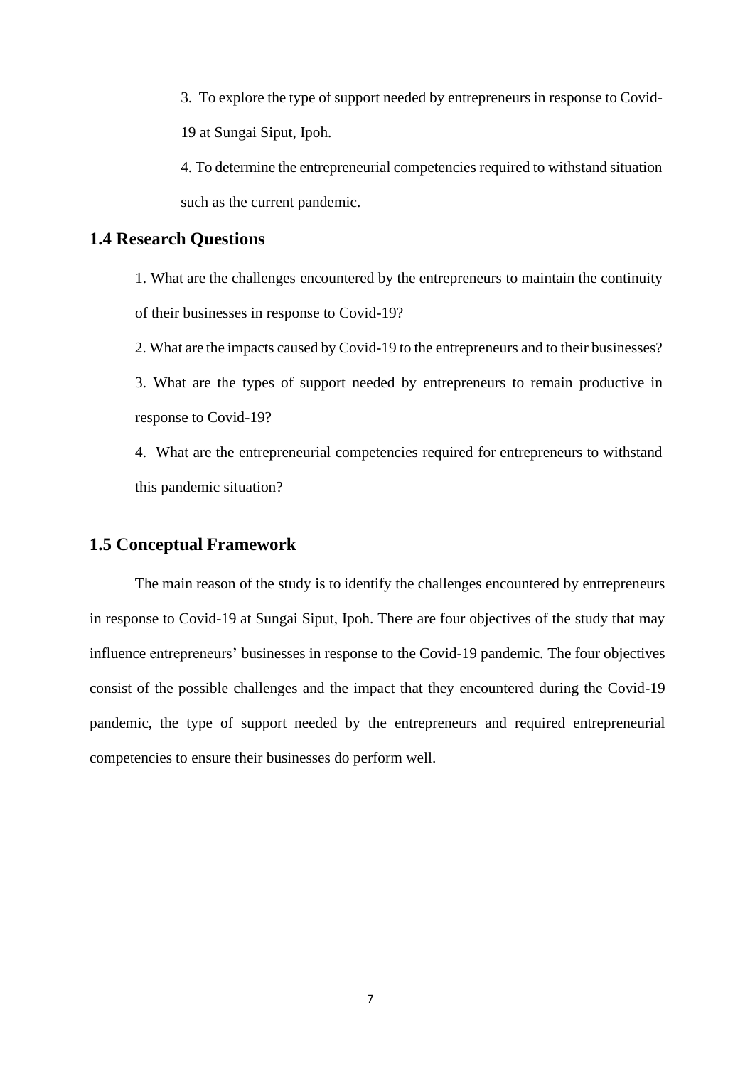3. To explore the type of support needed by entrepreneurs in response to Covid-19 at Sungai Siput, Ipoh.

4. To determine the entrepreneurial competencies required to withstand situation such as the current pandemic.

## 1.4 Research Questions

1. What are the challenges encountered by the entrepreneurs to maintain the continuity of their businesses in response to Covid-19?

2. What are the impacts caused by Covid-19 to the entrepreneurs and to their businesses?

3. What are the types of support needed by entrepreneurs to remain productive in response to Covid-19?

4. What are the entrepreneurial competencies required for entrepreneurs to withstand this pandemic situation?

## 1.5 Conceptual Framework

The main reason of the study is to identify the challenges encountered by entrepreneurs in response to Covid-19 at Sungai Siput, Ipoh. There are four objectives of the study that may influence entrepreneurs' businesses in response to the Covid-19 pandemic. The four objectives consist of the possible challenges and the impact that they encountered during the Covid-19 pandemic, the type of support needed by the entrepreneurs and required entrepreneurial competencies to ensure their businesses do perform well.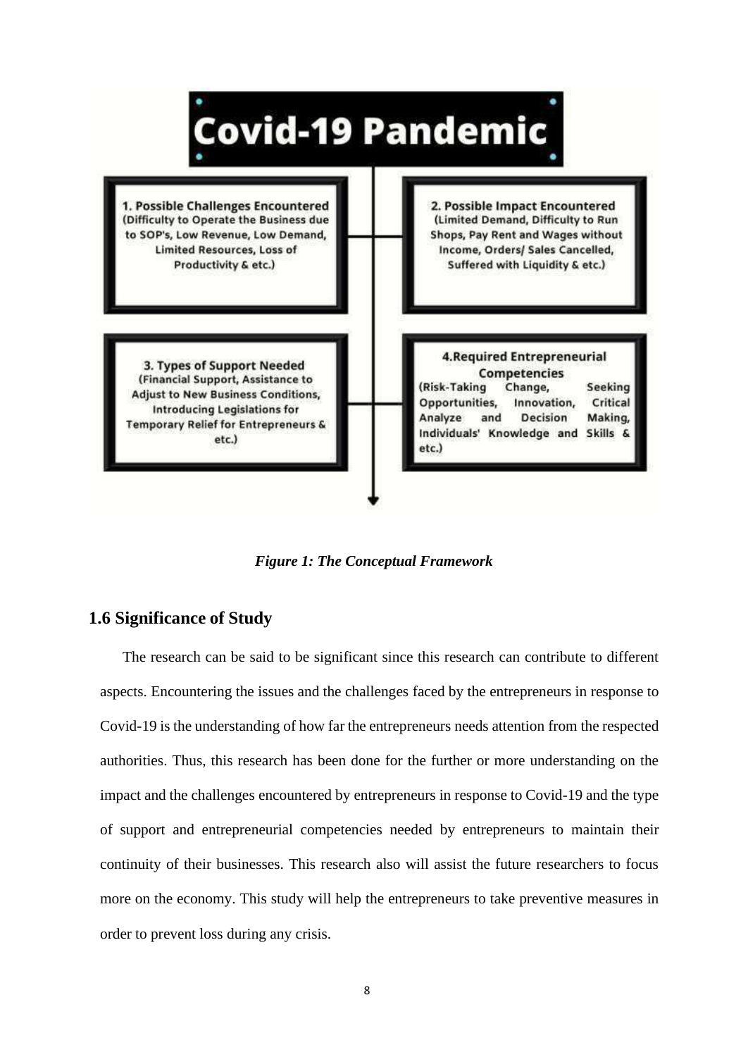**Covid-19 Pandemic**

**1. Possible Challenges Encountered**
(Difficulty to Operate the Business due to SOP's, Low Revenue, Low Demand, Limited Resources, Loss of Productivity & etc.)

**2. Possible Impact Encountered**
(Limited Demand, Difficulty to Run Shops, Pay Rent and Wages without Income, Orders/ Sales Cancelled, Suffered with Liquidity & etc.)

**3. Types of Support Needed**
(Financial Support, Assistance to Adjust to New Business Conditions, Introducing Legislations for Temporary Relief for Entrepreneurs & etc.)

**4. Required Entrepreneurial Competencies**
(Risk-Taking Change, Seeking Opportunities, Innovation, Critical Analyze and Decision Making, Individuals' Knowledge and Skills & etc.)

***Figure 1: The Conceptual Framework***

## 1.6 Significance of Study

The research can be said to be significant since this research can contribute to different aspects. Encountering the issues and the challenges faced by the entrepreneurs in response to Covid-19 is the understanding of how far the entrepreneurs needs attention from the respected authorities. Thus, this research has been done for the further or more understanding on the impact and the challenges encountered by entrepreneurs in response to Covid-19 and the type of support and entrepreneurial competencies needed by entrepreneurs to maintain their continuity of their businesses. This research also will assist the future researchers to focus more on the economy. This study will help the entrepreneurs to take preventive measures in order to prevent loss during any crisis.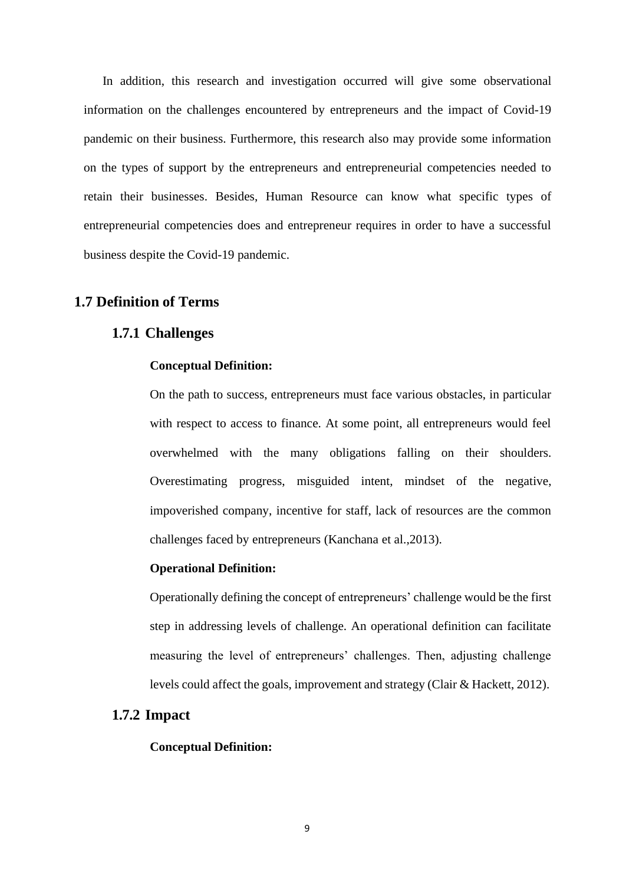In addition, this research and investigation occurred will give some observational information on the challenges encountered by entrepreneurs and the impact of Covid-19 pandemic on their business. Furthermore, this research also may provide some information on the types of support by the entrepreneurs and entrepreneurial competencies needed to retain their businesses. Besides, Human Resource can know what specific types of entrepreneurial competencies does and entrepreneur requires in order to have a successful business despite the Covid-19 pandemic.

## 1.7 Definition of Terms

### 1.7.1 Challenges

**Conceptual Definition:**

On the path to success, entrepreneurs must face various obstacles, in particular with respect to access to finance. At some point, all entrepreneurs would feel overwhelmed with the many obligations falling on their shoulders. Overestimating progress, misguided intent, mindset of the negative, impoverished company, incentive for staff, lack of resources are the common challenges faced by entrepreneurs (Kanchana et al.,2013).

**Operational Definition:**

Operationally defining the concept of entrepreneurs' challenge would be the first step in addressing levels of challenge. An operational definition can facilitate measuring the level of entrepreneurs' challenges. Then, adjusting challenge levels could affect the goals, improvement and strategy (Clair & Hackett, 2012).

### 1.7.2 Impact

**Conceptual Definition:**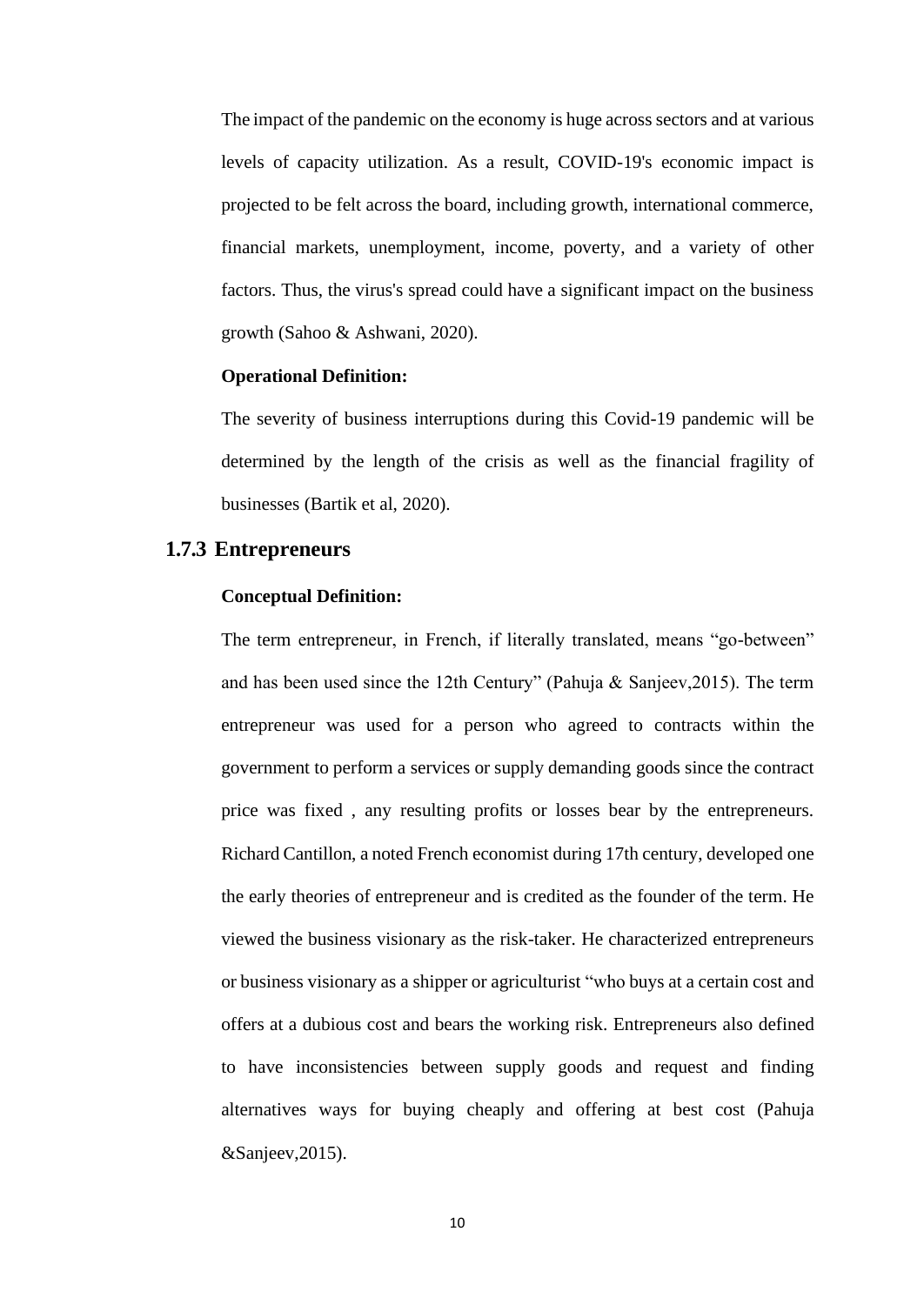The impact of the pandemic on the economy is huge across sectors and at various levels of capacity utilization. As a result, COVID-19's economic impact is projected to be felt across the board, including growth, international commerce, financial markets, unemployment, income, poverty, and a variety of other factors. Thus, the virus's spread could have a significant impact on the business growth (Sahoo & Ashwani, 2020).

**Operational Definition:**

The severity of business interruptions during this Covid-19 pandemic will be determined by the length of the crisis as well as the financial fragility of businesses (Bartik et al, 2020).

### 1.7.3 Entrepreneurs

**Conceptual Definition:**

The term entrepreneur, in French, if literally translated, means "go-between" and has been used since the 12th Century" (Pahuja & Sanjeev,2015). The term entrepreneur was used for a person who agreed to contracts within the government to perform a services or supply demanding goods since the contract price was fixed , any resulting profits or losses bear by the entrepreneurs. Richard Cantillon, a noted French economist during 17th century, developed one the early theories of entrepreneur and is credited as the founder of the term. He viewed the business visionary as the risk-taker. He characterized entrepreneurs or business visionary as a shipper or agriculturist "who buys at a certain cost and offers at a dubious cost and bears the working risk. Entrepreneurs also defined to have inconsistencies between supply goods and request and finding alternatives ways for buying cheaply and offering at best cost (Pahuja &Sanjeev,2015).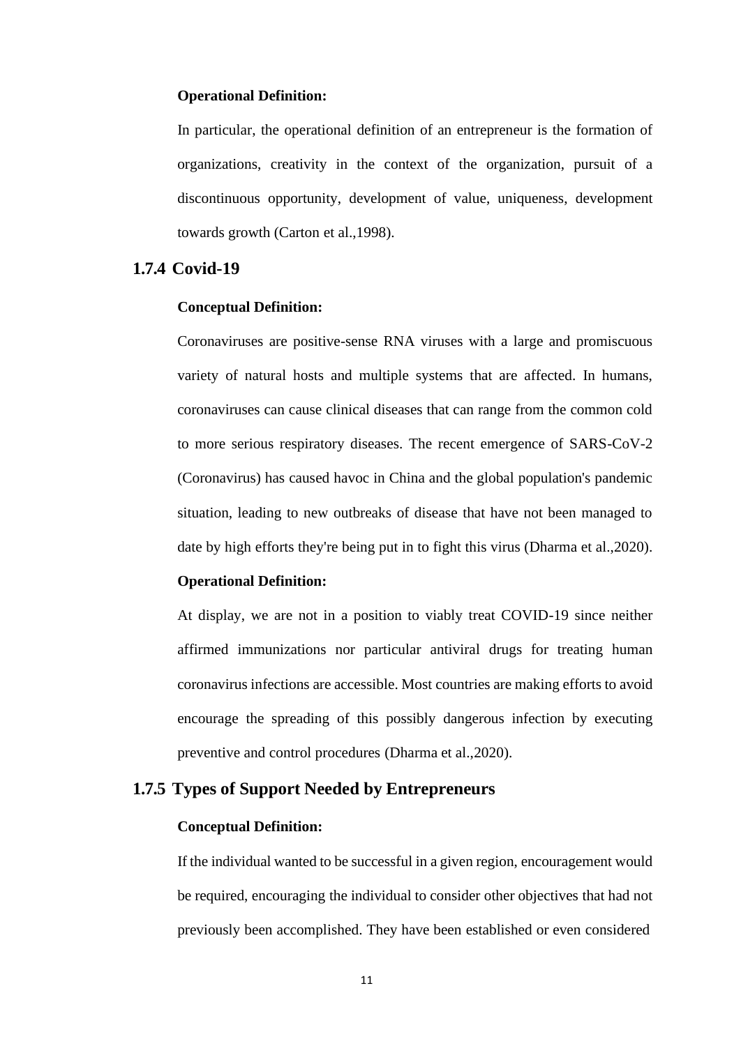**Operational Definition:**

In particular, the operational definition of an entrepreneur is the formation of organizations, creativity in the context of the organization, pursuit of a discontinuous opportunity, development of value, uniqueness, development towards growth (Carton et al.,1998).

### 1.7.4 Covid-19

**Conceptual Definition:**

Coronaviruses are positive-sense RNA viruses with a large and promiscuous variety of natural hosts and multiple systems that are affected. In humans, coronaviruses can cause clinical diseases that can range from the common cold to more serious respiratory diseases. The recent emergence of SARS-CoV-2 (Coronavirus) has caused havoc in China and the global population's pandemic situation, leading to new outbreaks of disease that have not been managed to date by high efforts they're being put in to fight this virus (Dharma et al.,2020).

**Operational Definition:**

At display, we are not in a position to viably treat COVID-19 since neither affirmed immunizations nor particular antiviral drugs for treating human coronavirus infections are accessible. Most countries are making efforts to avoid encourage the spreading of this possibly dangerous infection by executing preventive and control procedures (Dharma et al.,2020).

### 1.7.5 Types of Support Needed by Entrepreneurs

**Conceptual Definition:**

If the individual wanted to be successful in a given region, encouragement would be required, encouraging the individual to consider other objectives that had not previously been accomplished. They have been established or even considered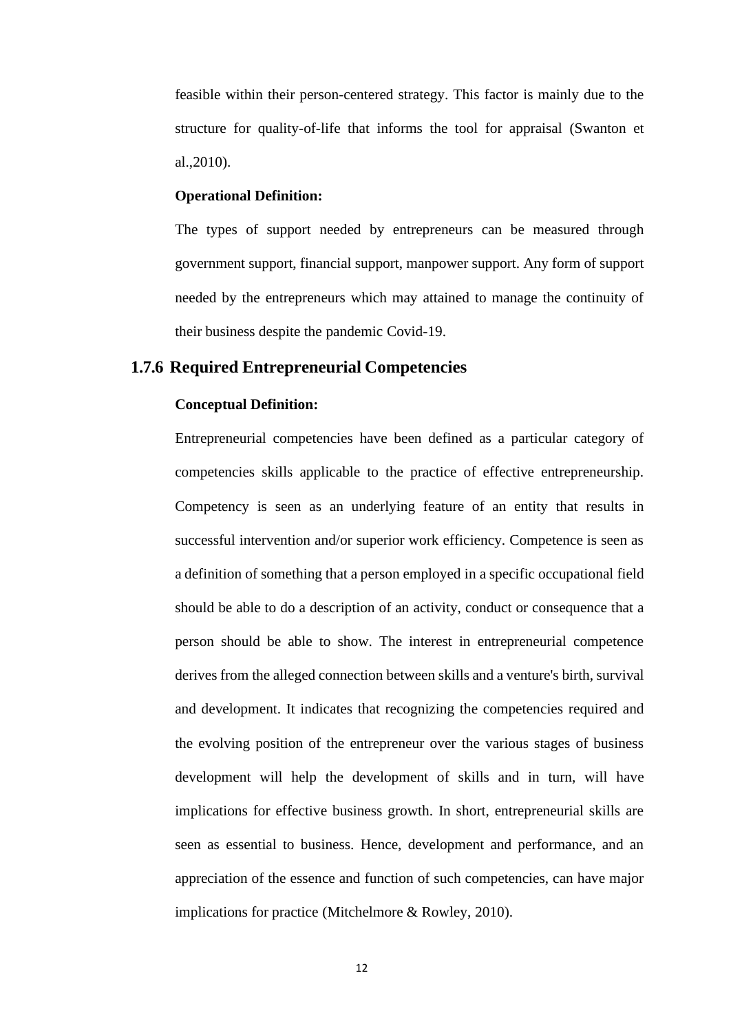feasible within their person-centered strategy. This factor is mainly due to the structure for quality-of-life that informs the tool for appraisal (Swanton et al.,2010).

**Operational Definition:**

The types of support needed by entrepreneurs can be measured through government support, financial support, manpower support. Any form of support needed by the entrepreneurs which may attained to manage the continuity of their business despite the pandemic Covid-19.

### 1.7.6 Required Entrepreneurial Competencies

**Conceptual Definition:**

Entrepreneurial competencies have been defined as a particular category of competencies skills applicable to the practice of effective entrepreneurship. Competency is seen as an underlying feature of an entity that results in successful intervention and/or superior work efficiency. Competence is seen as a definition of something that a person employed in a specific occupational field should be able to do a description of an activity, conduct or consequence that a person should be able to show. The interest in entrepreneurial competence derives from the alleged connection between skills and a venture's birth, survival and development. It indicates that recognizing the competencies required and the evolving position of the entrepreneur over the various stages of business development will help the development of skills and in turn, will have implications for effective business growth. In short, entrepreneurial skills are seen as essential to business. Hence, development and performance, and an appreciation of the essence and function of such competencies, can have major implications for practice (Mitchelmore & Rowley, 2010).